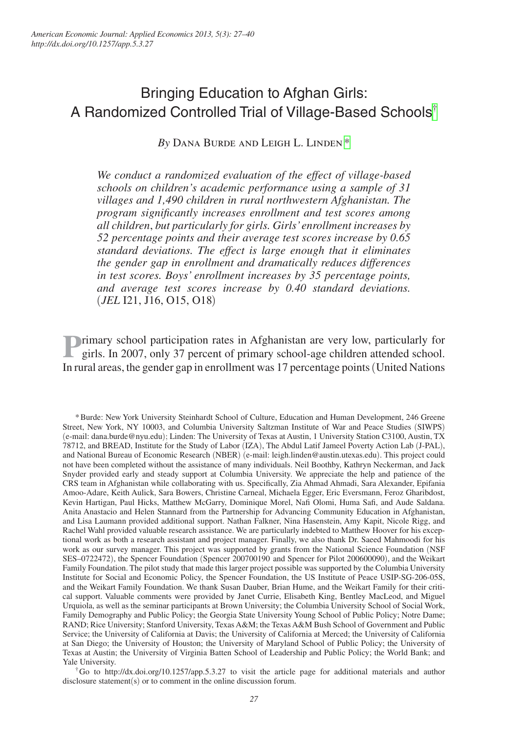# Bringing Education to Afghan Girls: A Randomized Controlled Trial of Village-Based Schools[†]

*By* Dana Burde and Leigh L. Linden[*]

*We conduct a randomized evaluation of the effect of village-based schools on children's academic performance using a sample of 31 villages and 1,490 children in rural northwestern Afghanistan. The program significantly increases enrollment and test scores among all children, but particularly for girls. Girls' enrollment increases by 52 percentage points and their average test scores increase by 0.65 standard deviations. The effect is large enough that it eliminates the gender gap in enrollment and dramatically reduces differences in test scores. Boys' enrollment increases by 35 percentage points, and average test scores increase by 0.40 standard deviations.* (*JEL* I21, J16, O15, O18)

Primary school participation rates in Afghanistan are very low, particularly for girls. In 2007, only 37 percent of primary school-age children attended school. In rural areas, the gender gap in enrollment was 17 percentage points (United Nations

---

[*] Burde: New York University Steinhardt School of Culture, Education and Human Development, 246 Greene Street, New York, NY 10003, and Columbia University Saltzman Institute of War and Peace Studies (SIWPS) (e-mail: dana.burde@nyu.edu); Linden: The University of Texas at Austin, 1 University Station C3100, Austin, TX 78712, and BREAD, Institute for the Study of Labor (IZA), The Abdul Latif Jameel Poverty Action Lab (J-PAL), and National Bureau of Economic Research (NBER) (e-mail: leigh.linden@austin.utexas.edu). This project could not have been completed without the assistance of many individuals. Neil Boothby, Kathryn Neckerman, and Jack Snyder provided early and steady support at Columbia University. We appreciate the help and patience of the CRS team in Afghanistan while collaborating with us. Specifically, Zia Ahmad Ahmadi, Sara Alexander, Epifania Amoo-Adare, Keith Aulick, Sara Bowers, Christine Carneal, Michaela Egger, Eric Eversmann, Feroz Gharibdost, Kevin Hartigan, Paul Hicks, Matthew McGarry, Dominique Morel, Nafi Olomi, Huma Safi, and Aude Saldana. Anita Anastacio and Helen Stannard from the Partnership for Advancing Community Education in Afghanistan, and Lisa Laumann provided additional support. Nathan Falkner, Nina Hasenstein, Amy Kapit, Nicole Rigg, and Rachel Wahl provided valuable research assistance. We are particularly indebted to Matthew Hoover for his exceptional work as both a research assistant and project manager. Finally, we also thank Dr. Saeed Mahmoodi for his work as our survey manager. This project was supported by grants from the National Science Foundation (NSF SES–0722472), the Spencer Foundation (Spencer 200700190 and Spencer for Pilot 200600090), and the Weikart Family Foundation. The pilot study that made this larger project possible was supported by the Columbia University Institute for Social and Economic Policy, the Spencer Foundation, the US Institute of Peace USIP-SG-206-05S, and the Weikart Family Foundation. We thank Susan Dauber, Brian Hume, and the Weikart Family for their critical support. Valuable comments were provided by Janet Currie, Elisabeth King, Bentley MacLeod, and Miguel Urquiola, as well as the seminar participants at Brown University; the Columbia University School of Social Work, Family Demography and Public Policy; the Georgia State University Young School of Public Policy; Notre Dame; RAND; Rice University; Stanford University, Texas A&M; the Texas A&M Bush School of Government and Public Service; the University of California at Davis; the University of California at Merced; the University of California at San Diego; the University of Houston; the University of Maryland School of Public Policy; the University of Texas at Austin; the University of Virginia Batten School of Leadership and Public Policy; the World Bank; and Yale University.

[†] Go to http://dx.doi.org/10.1257/app.5.3.27 to visit the article page for additional materials and author disclosure statement(s) or to comment in the online discussion forum.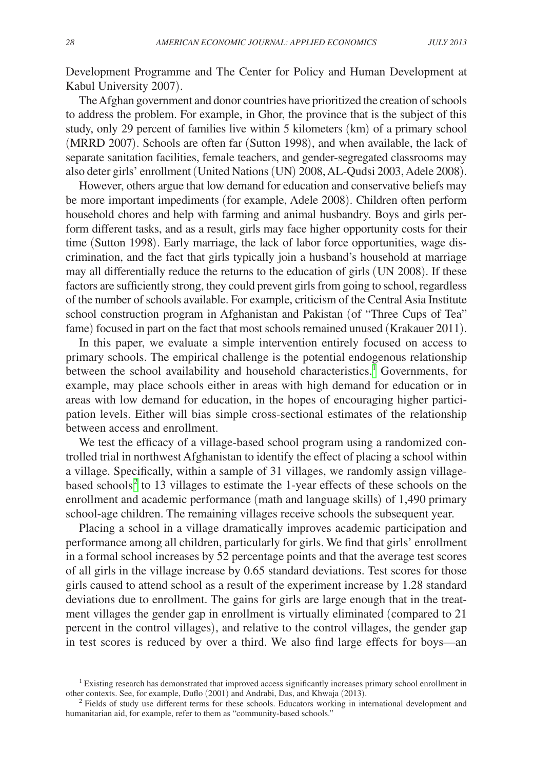Development Programme and The Center for Policy and Human Development at Kabul University 2007).

The Afghan government and donor countries have prioritized the creation of schools to address the problem. For example, in Ghor, the province that is the subject of this study, only 29 percent of families live within 5 kilometers (km) of a primary school (MRRD 2007). Schools are often far (Sutton 1998), and when available, the lack of separate sanitation facilities, female teachers, and gender-segregated classrooms may also deter girls' enrollment (United Nations (UN) 2008, AL-Qudsi 2003, Adele 2008).

However, others argue that low demand for education and conservative beliefs may be more important impediments (for example, Adele 2008). Children often perform household chores and help with farming and animal husbandry. Boys and girls perform different tasks, and as a result, girls may face higher opportunity costs for their time (Sutton 1998). Early marriage, the lack of labor force opportunities, wage discrimination, and the fact that girls typically join a husband's household at marriage may all differentially reduce the returns to the education of girls (UN 2008). If these factors are sufficiently strong, they could prevent girls from going to school, regardless of the number of schools available. For example, criticism of the Central Asia Institute school construction program in Afghanistan and Pakistan (of "Three Cups of Tea" fame) focused in part on the fact that most schools remained unused (Krakauer 2011).

In this paper, we evaluate a simple intervention entirely focused on access to primary schools. The empirical challenge is the potential endogenous relationship between the school availability and household characteristics.[1] Governments, for example, may place schools either in areas with high demand for education or in areas with low demand for education, in the hopes of encouraging higher participation levels. Either will bias simple cross-sectional estimates of the relationship between access and enrollment.

We test the efficacy of a village-based school program using a randomized controlled trial in northwest Afghanistan to identify the effect of placing a school within a village. Specifically, within a sample of 31 villages, we randomly assign village-based schools[2] to 13 villages to estimate the 1-year effects of these schools on the enrollment and academic performance (math and language skills) of 1,490 primary school-age children. The remaining villages receive schools the subsequent year.

Placing a school in a village dramatically improves academic participation and performance among all children, particularly for girls. We find that girls' enrollment in a formal school increases by 52 percentage points and that the average test scores of all girls in the village increase by 0.65 standard deviations. Test scores for those girls caused to attend school as a result of the experiment increase by 1.28 standard deviations due to enrollment. The gains for girls are large enough that in the treatment villages the gender gap in enrollment is virtually eliminated (compared to 21 percent in the control villages), and relative to the control villages, the gender gap in test scores is reduced by over a third. We also find large effects for boys—an

[1] Existing research has demonstrated that improved access significantly increases primary school enrollment in other contexts. See, for example, Duflo (2001) and Andrabi, Das, and Khwaja (2013).

[2] Fields of study use different terms for these schools. Educators working in international development and humanitarian aid, for example, refer to them as "community-based schools."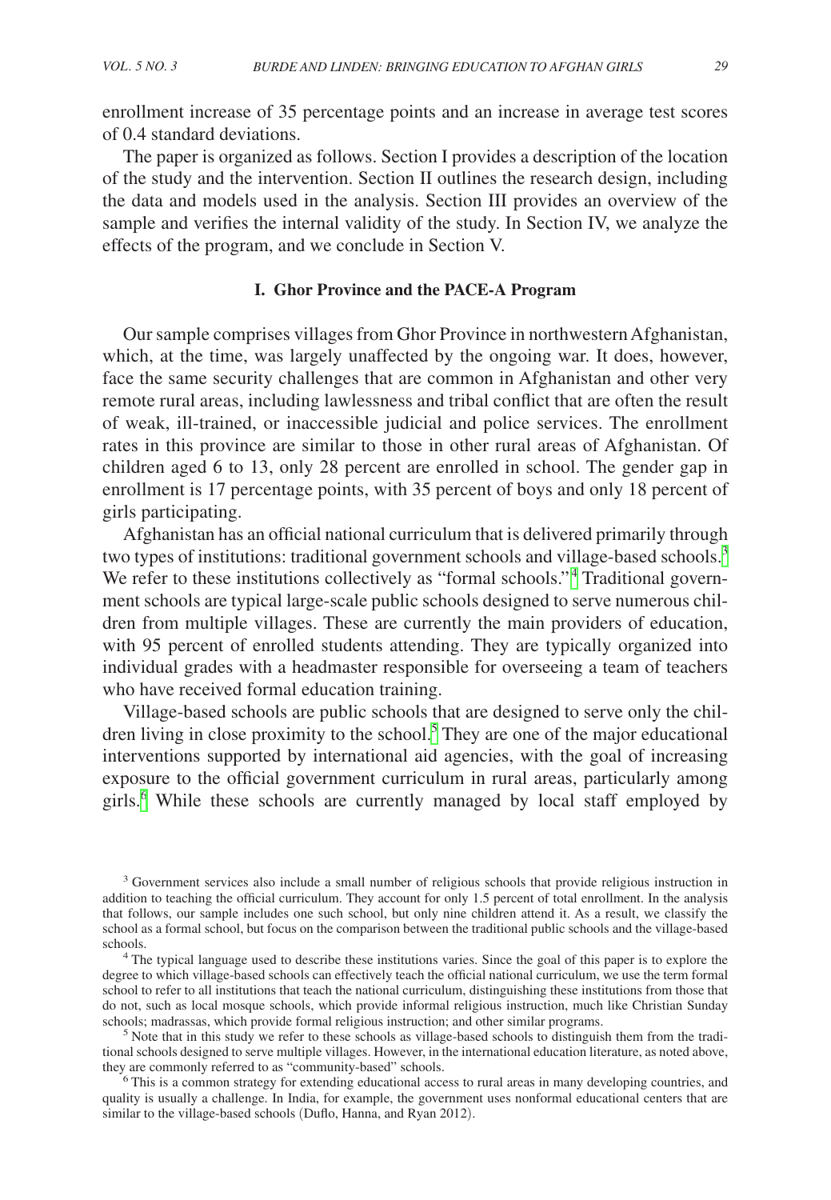enrollment increase of 35 percentage points and an increase in average test scores of 0.4 standard deviations.

The paper is organized as follows. Section I provides a description of the location of the study and the intervention. Section II outlines the research design, including the data and models used in the analysis. Section III provides an overview of the sample and verifies the internal validity of the study. In Section IV, we analyze the effects of the program, and we conclude in Section V.

## I. Ghor Province and the PACE-A Program

Our sample comprises villages from Ghor Province in northwestern Afghanistan, which, at the time, was largely unaffected by the ongoing war. It does, however, face the same security challenges that are common in Afghanistan and other very remote rural areas, including lawlessness and tribal conflict that are often the result of weak, ill-trained, or inaccessible judicial and police services. The enrollment rates in this province are similar to those in other rural areas of Afghanistan. Of children aged 6 to 13, only 28 percent are enrolled in school. The gender gap in enrollment is 17 percentage points, with 35 percent of boys and only 18 percent of girls participating.

Afghanistan has an official national curriculum that is delivered primarily through two types of institutions: traditional government schools and village-based schools.[3] We refer to these institutions collectively as "formal schools."[4] Traditional government schools are typical large-scale public schools designed to serve numerous children from multiple villages. These are currently the main providers of education, with 95 percent of enrolled students attending. They are typically organized into individual grades with a headmaster responsible for overseeing a team of teachers who have received formal education training.

Village-based schools are public schools that are designed to serve only the children living in close proximity to the school.[5] They are one of the major educational interventions supported by international aid agencies, with the goal of increasing exposure to the official government curriculum in rural areas, particularly among girls.[6] While these schools are currently managed by local staff employed by

---

[3] Government services also include a small number of religious schools that provide religious instruction in addition to teaching the official curriculum. They account for only 1.5 percent of total enrollment. In the analysis that follows, our sample includes one such school, but only nine children attend it. As a result, we classify the school as a formal school, but focus on the comparison between the traditional public schools and the village-based schools.

[4] The typical language used to describe these institutions varies. Since the goal of this paper is to explore the degree to which village-based schools can effectively teach the official national curriculum, we use the term formal school to refer to all institutions that teach the national curriculum, distinguishing these institutions from those that do not, such as local mosque schools, which provide informal religious instruction, much like Christian Sunday schools; madrassas, which provide formal religious instruction; and other similar programs.

[5] Note that in this study we refer to these schools as village-based schools to distinguish them from the traditional schools designed to serve multiple villages. However, in the international education literature, as noted above, they are commonly referred to as "community-based" schools.

[6] This is a common strategy for extending educational access to rural areas in many developing countries, and quality is usually a challenge. In India, for example, the government uses nonformal educational centers that are similar to the village-based schools (Duflo, Hanna, and Ryan 2012).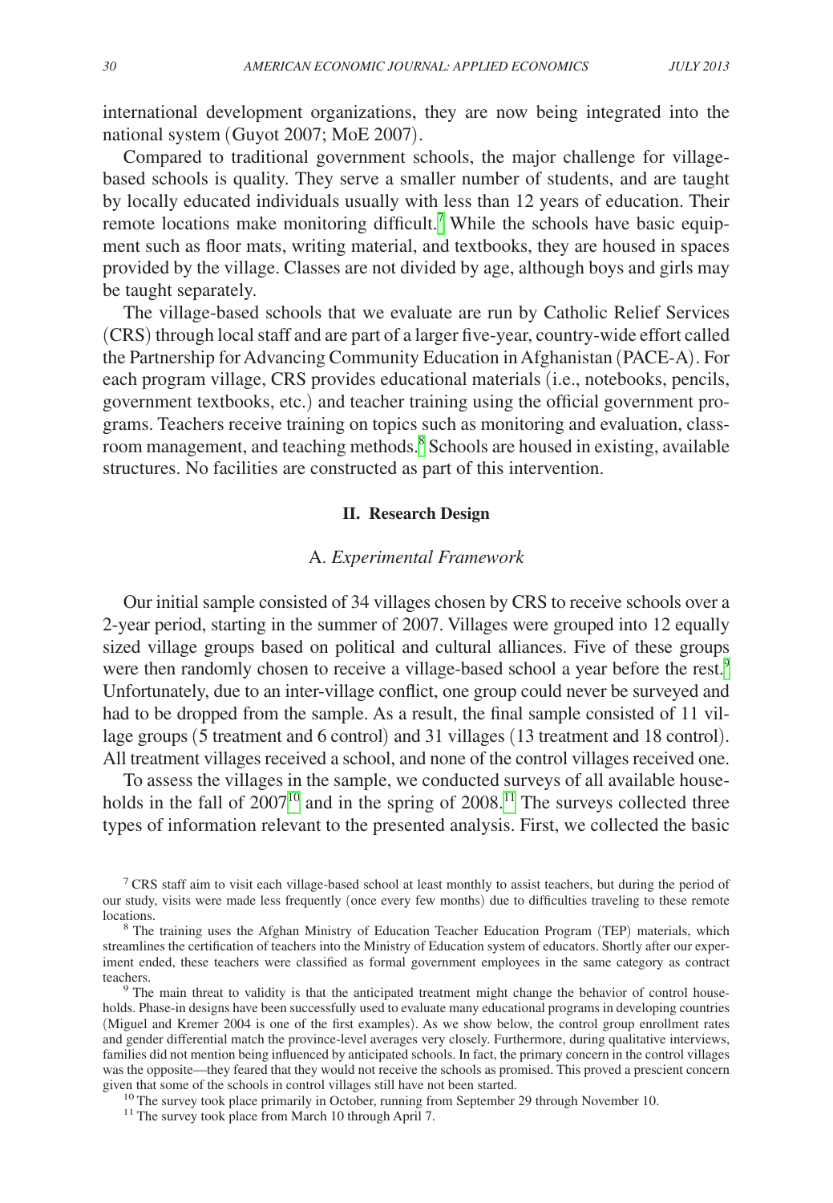international development organizations, they are now being integrated into the national system (Guyot 2007; MoE 2007).

Compared to traditional government schools, the major challenge for village-based schools is quality. They serve a smaller number of students, and are taught by locally educated individuals usually with less than 12 years of education. Their remote locations make monitoring difficult.[7] While the schools have basic equipment such as floor mats, writing material, and textbooks, they are housed in spaces provided by the village. Classes are not divided by age, although boys and girls may be taught separately.

The village-based schools that we evaluate are run by Catholic Relief Services (CRS) through local staff and are part of a larger five-year, country-wide effort called the Partnership for Advancing Community Education in Afghanistan (PACE-A). For each program village, CRS provides educational materials (i.e., notebooks, pencils, government textbooks, etc.) and teacher training using the official government programs. Teachers receive training on topics such as monitoring and evaluation, classroom management, and teaching methods.[8] Schools are housed in existing, available structures. No facilities are constructed as part of this intervention.

## II. Research Design

### A. *Experimental Framework*

Our initial sample consisted of 34 villages chosen by CRS to receive schools over a 2-year period, starting in the summer of 2007. Villages were grouped into 12 equally sized village groups based on political and cultural alliances. Five of these groups were then randomly chosen to receive a village-based school a year before the rest.[9] Unfortunately, due to an inter-village conflict, one group could never be surveyed and had to be dropped from the sample. As a result, the final sample consisted of 11 village groups (5 treatment and 6 control) and 31 villages (13 treatment and 18 control). All treatment villages received a school, and none of the control villages received one.

To assess the villages in the sample, we conducted surveys of all available households in the fall of 2007[10] and in the spring of 2008.[11] The surveys collected three types of information relevant to the presented analysis. First, we collected the basic

[7] CRS staff aim to visit each village-based school at least monthly to assist teachers, but during the period of our study, visits were made less frequently (once every few months) due to difficulties traveling to these remote locations.

[8] The training uses the Afghan Ministry of Education Teacher Education Program (TEP) materials, which streamlines the certification of teachers into the Ministry of Education system of educators. Shortly after our experiment ended, these teachers were classified as formal government employees in the same category as contract teachers.

[9] The main threat to validity is that the anticipated treatment might change the behavior of control households. Phase-in designs have been successfully used to evaluate many educational programs in developing countries (Miguel and Kremer 2004 is one of the first examples). As we show below, the control group enrollment rates and gender differential match the province-level averages very closely. Furthermore, during qualitative interviews, families did not mention being influenced by anticipated schools. In fact, the primary concern in the control villages was the opposite—they feared that they would not receive the schools as promised. This proved a prescient concern given that some of the schools in control villages still have not been started.

[10] The survey took place primarily in October, running from September 29 through November 10.

[11] The survey took place from March 10 through April 7.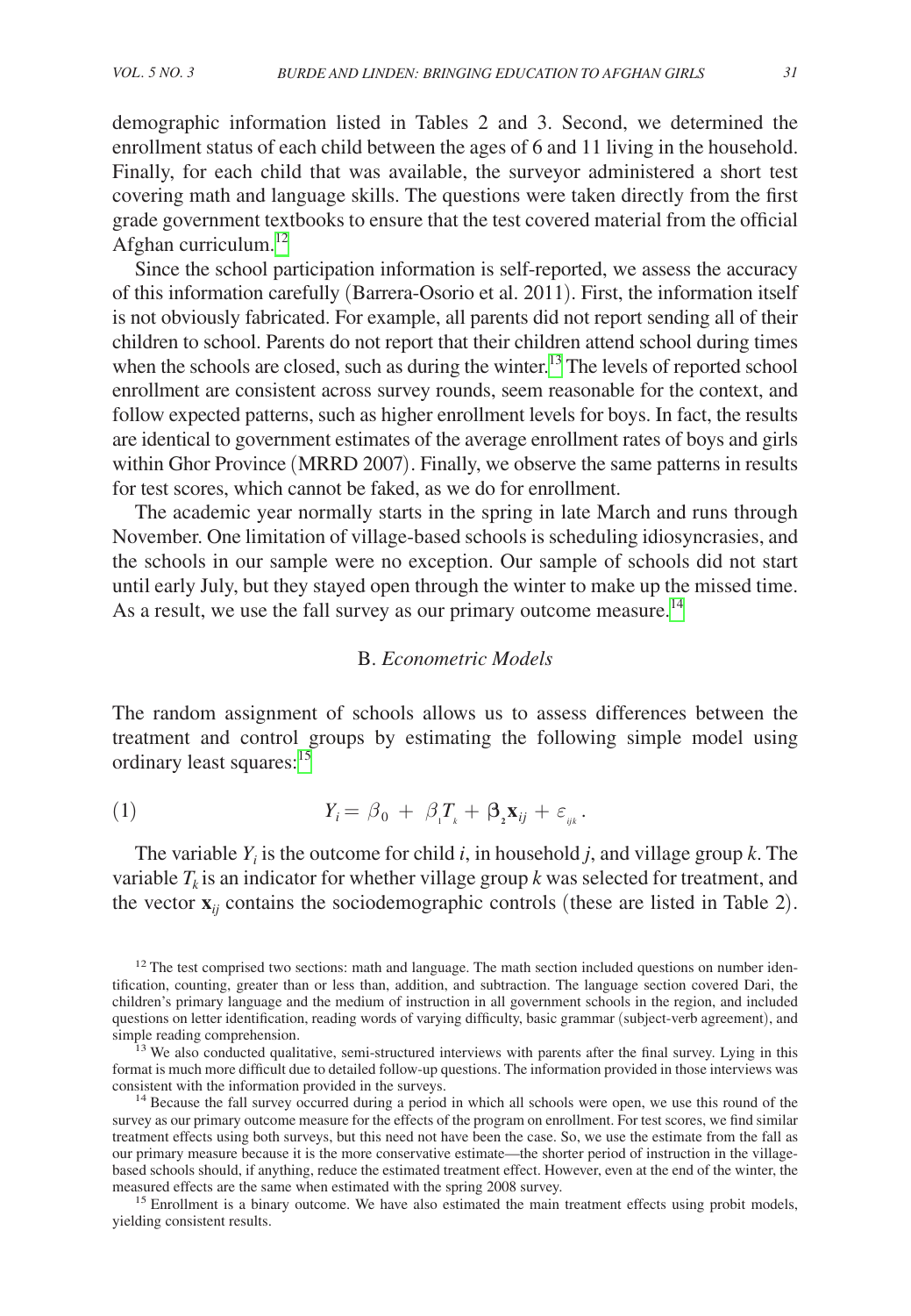demographic information listed in Tables 2 and 3. Second, we determined the enrollment status of each child between the ages of 6 and 11 living in the household. Finally, for each child that was available, the surveyor administered a short test covering math and language skills. The questions were taken directly from the first grade government textbooks to ensure that the test covered material from the official Afghan curriculum.[12]

Since the school participation information is self-reported, we assess the accuracy of this information carefully (Barrera-Osorio et al. 2011). First, the information itself is not obviously fabricated. For example, all parents did not report sending all of their children to school. Parents do not report that their children attend school during times when the schools are closed, such as during the winter.[13] The levels of reported school enrollment are consistent across survey rounds, seem reasonable for the context, and follow expected patterns, such as higher enrollment levels for boys. In fact, the results are identical to government estimates of the average enrollment rates of boys and girls within Ghor Province (MRRD 2007). Finally, we observe the same patterns in results for test scores, which cannot be faked, as we do for enrollment.

The academic year normally starts in the spring in late March and runs through November. One limitation of village-based schools is scheduling idiosyncrasies, and the schools in our sample were no exception. Our sample of schools did not start until early July, but they stayed open through the winter to make up the missed time. As a result, we use the fall survey as our primary outcome measure.[14]

### B. *Econometric Models*

The random assignment of schools allows us to assess differences between the treatment and control groups by estimating the following simple model using ordinary least squares:[15]

$$Y_i = \beta_0 + \beta_1 T_k + \boldsymbol{\beta}_2 \mathbf{x}_{ij} + \varepsilon_{ijk}. \tag{1}$$

The variable $Y_i$ is the outcome for child $i$, in household $j$, and village group $k$. The variable $T_k$ is an indicator for whether village group $k$ was selected for treatment, and the vector $\mathbf{x}_{ij}$ contains the sociodemographic controls (these are listed in Table 2).

[12] The test comprised two sections: math and language. The math section included questions on number identification, counting, greater than or less than, addition, and subtraction. The language section covered Dari, the children's primary language and the medium of instruction in all government schools in the region, and included questions on letter identification, reading words of varying difficulty, basic grammar (subject-verb agreement), and simple reading comprehension.

[13] We also conducted qualitative, semi-structured interviews with parents after the final survey. Lying in this format is much more difficult due to detailed follow-up questions. The information provided in those interviews was consistent with the information provided in the surveys.

[14] Because the fall survey occurred during a period in which all schools were open, we use this round of the survey as our primary outcome measure for the effects of the program on enrollment. For test scores, we find similar treatment effects using both surveys, but this need not have been the case. So, we use the estimate from the fall as our primary measure because it is the more conservative estimate—the shorter period of instruction in the village-based schools should, if anything, reduce the estimated treatment effect. However, even at the end of the winter, the measured effects are the same when estimated with the spring 2008 survey.

[15] Enrollment is a binary outcome. We have also estimated the main treatment effects using probit models, yielding consistent results.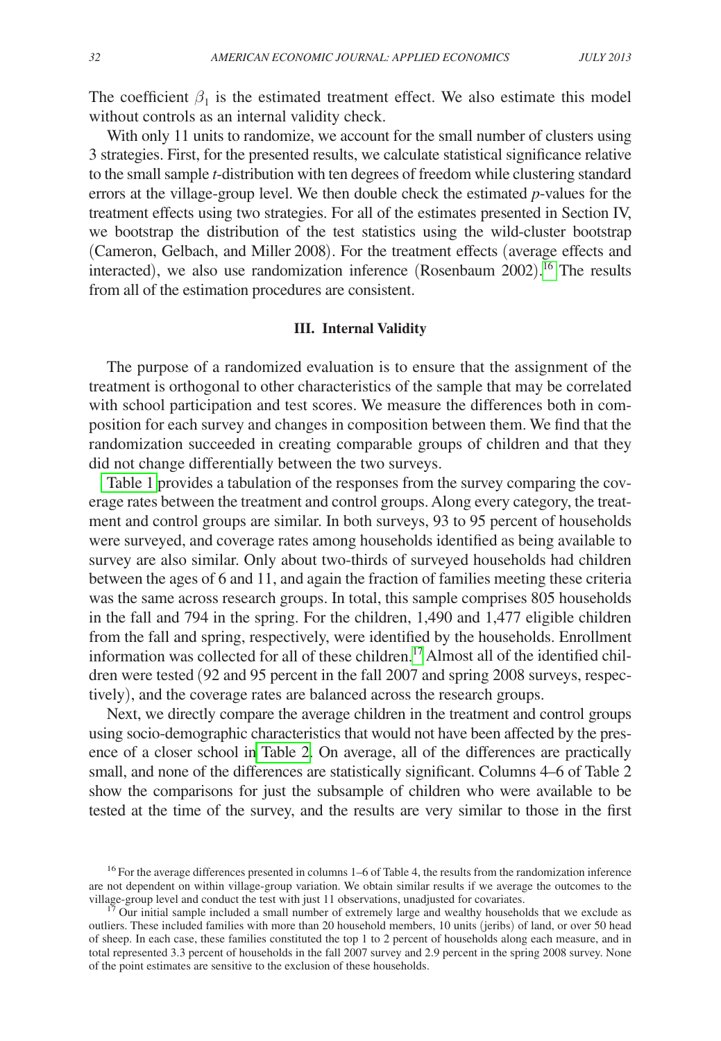The coefficient $\beta_1$ is the estimated treatment effect. We also estimate this model without controls as an internal validity check.

With only 11 units to randomize, we account for the small number of clusters using 3 strategies. First, for the presented results, we calculate statistical significance relative to the small sample *t*-distribution with ten degrees of freedom while clustering standard errors at the village-group level. We then double check the estimated *p*-values for the treatment effects using two strategies. For all of the estimates presented in Section IV, we bootstrap the distribution of the test statistics using the wild-cluster bootstrap (Cameron, Gelbach, and Miller 2008). For the treatment effects (average effects and interacted), we also use randomization inference (Rosenbaum 2002).[16] The results from all of the estimation procedures are consistent.

## III. Internal Validity

The purpose of a randomized evaluation is to ensure that the assignment of the treatment is orthogonal to other characteristics of the sample that may be correlated with school participation and test scores. We measure the differences both in composition for each survey and changes in composition between them. We find that the randomization succeeded in creating comparable groups of children and that they did not change differentially between the two surveys.

Table 1 provides a tabulation of the responses from the survey comparing the coverage rates between the treatment and control groups. Along every category, the treatment and control groups are similar. In both surveys, 93 to 95 percent of households were surveyed, and coverage rates among households identified as being available to survey are also similar. Only about two-thirds of surveyed households had children between the ages of 6 and 11, and again the fraction of families meeting these criteria was the same across research groups. In total, this sample comprises 805 households in the fall and 794 in the spring. For the children, 1,490 and 1,477 eligible children from the fall and spring, respectively, were identified by the households. Enrollment information was collected for all of these children.[17] Almost all of the identified children were tested (92 and 95 percent in the fall 2007 and spring 2008 surveys, respectively), and the coverage rates are balanced across the research groups.

Next, we directly compare the average children in the treatment and control groups using socio-demographic characteristics that would not have been affected by the presence of a closer school in Table 2. On average, all of the differences are practically small, and none of the differences are statistically significant. Columns 4–6 of Table 2 show the comparisons for just the subsample of children who were available to be tested at the time of the survey, and the results are very similar to those in the first

[16] For the average differences presented in columns 1–6 of Table 4, the results from the randomization inference are not dependent on within village-group variation. We obtain similar results if we average the outcomes to the village-group level and conduct the test with just 11 observations, unadjusted for covariates.

[17] Our initial sample included a small number of extremely large and wealthy households that we exclude as outliers. These included families with more than 20 household members, 10 units (jeribs) of land, or over 50 head of sheep. In each case, these families constituted the top 1 to 2 percent of households along each measure, and in total represented 3.3 percent of households in the fall 2007 survey and 2.9 percent in the spring 2008 survey. None of the point estimates are sensitive to the exclusion of these households.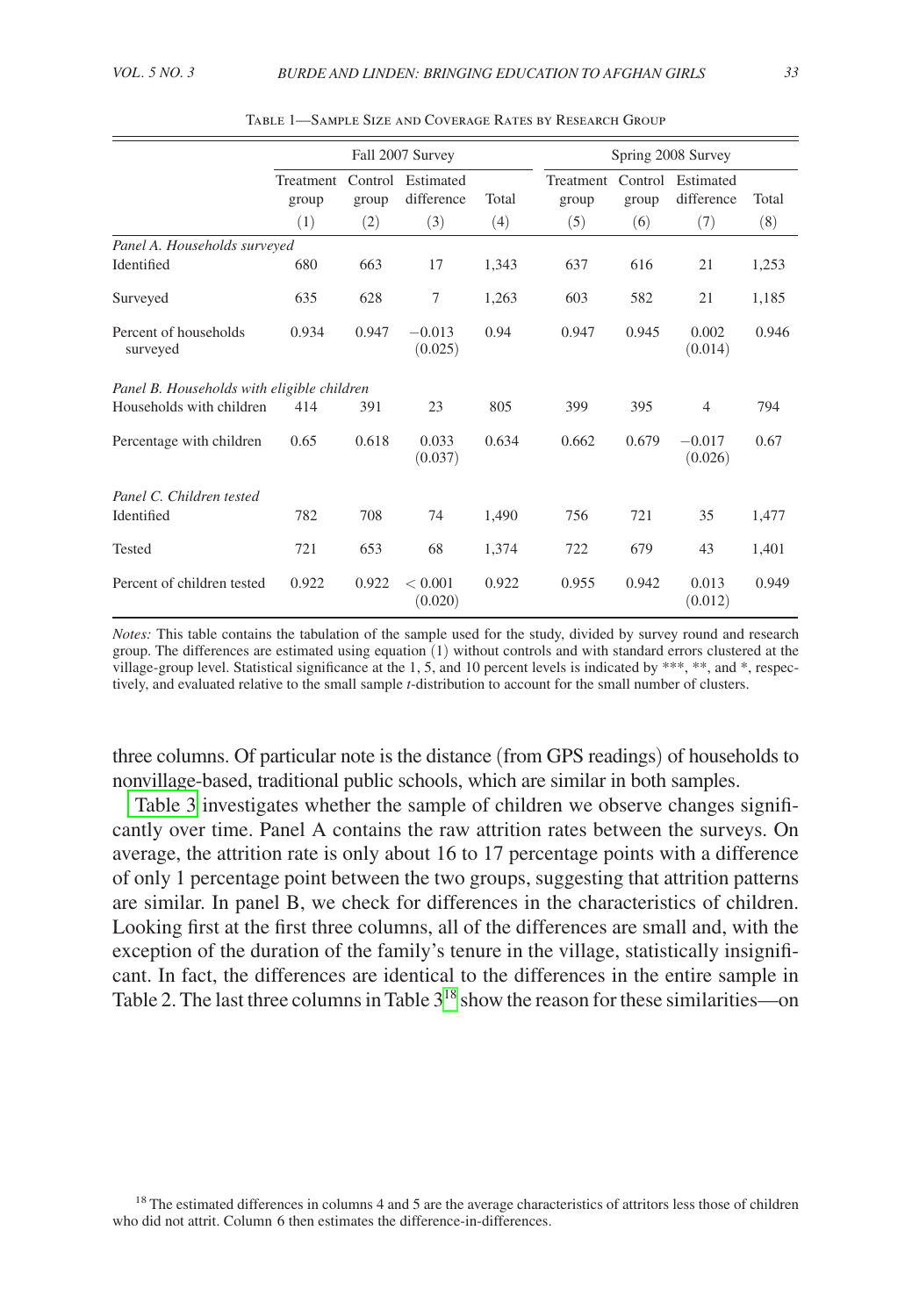Table 1—Sample Size and Coverage Rates by Research Group

| | Fall 2007 Survey | | | | Spring 2008 Survey | | | |
|---|---|---|---|---|---|---|---|---|
| | Treatment group | Control group | Estimated difference | Total | Treatment group | Control group | Estimated difference | Total |
| | (1) | (2) | (3) | (4) | (5) | (6) | (7) | (8) |
| *Panel A. Households surveyed* | | | | | | | | |
| Identified | 680 | 663 | 17 | 1,343 | 637 | 616 | 21 | 1,253 |
| Surveyed | 635 | 628 | 7 | 1,263 | 603 | 582 | 21 | 1,185 |
| Percent of households surveyed | 0.934 | 0.947 | −0.013 (0.025) | 0.94 | 0.947 | 0.945 | 0.002 (0.014) | 0.946 |
| *Panel B. Households with eligible children* | | | | | | | | |
| Households with children | 414 | 391 | 23 | 805 | 399 | 395 | 4 | 794 |
| Percentage with children | 0.65 | 0.618 | 0.033 (0.037) | 0.634 | 0.662 | 0.679 | −0.017 (0.026) | 0.67 |
| *Panel C. Children tested* | | | | | | | | |
| Identified | 782 | 708 | 74 | 1,490 | 756 | 721 | 35 | 1,477 |
| Tested | 721 | 653 | 68 | 1,374 | 722 | 679 | 43 | 1,401 |
| Percent of children tested | 0.922 | 0.922 | < 0.001 (0.020) | 0.922 | 0.955 | 0.942 | 0.013 (0.012) | 0.949 |

*Notes:* This table contains the tabulation of the sample used for the study, divided by survey round and research group. The differences are estimated using equation (1) without controls and with standard errors clustered at the village-group level. Statistical significance at the 1, 5, and 10 percent levels is indicated by ***, **, and *, respectively, and evaluated relative to the small sample *t*-distribution to account for the small number of clusters.

three columns. Of particular note is the distance (from GPS readings) of households to nonvillage-based, traditional public schools, which are similar in both samples.

Table 3 investigates whether the sample of children we observe changes significantly over time. Panel A contains the raw attrition rates between the surveys. On average, the attrition rate is only about 16 to 17 percentage points with a difference of only 1 percentage point between the two groups, suggesting that attrition patterns are similar. In panel B, we check for differences in the characteristics of children. Looking first at the first three columns, all of the differences are small and, with the exception of the duration of the family's tenure in the village, statistically insignificant. In fact, the differences are identical to the differences in the entire sample in Table 2. The last three columns in Table 3[18] show the reason for these similarities—on

[18] The estimated differences in columns 4 and 5 are the average characteristics of attritors less those of children who did not attrit. Column 6 then estimates the difference-in-differences.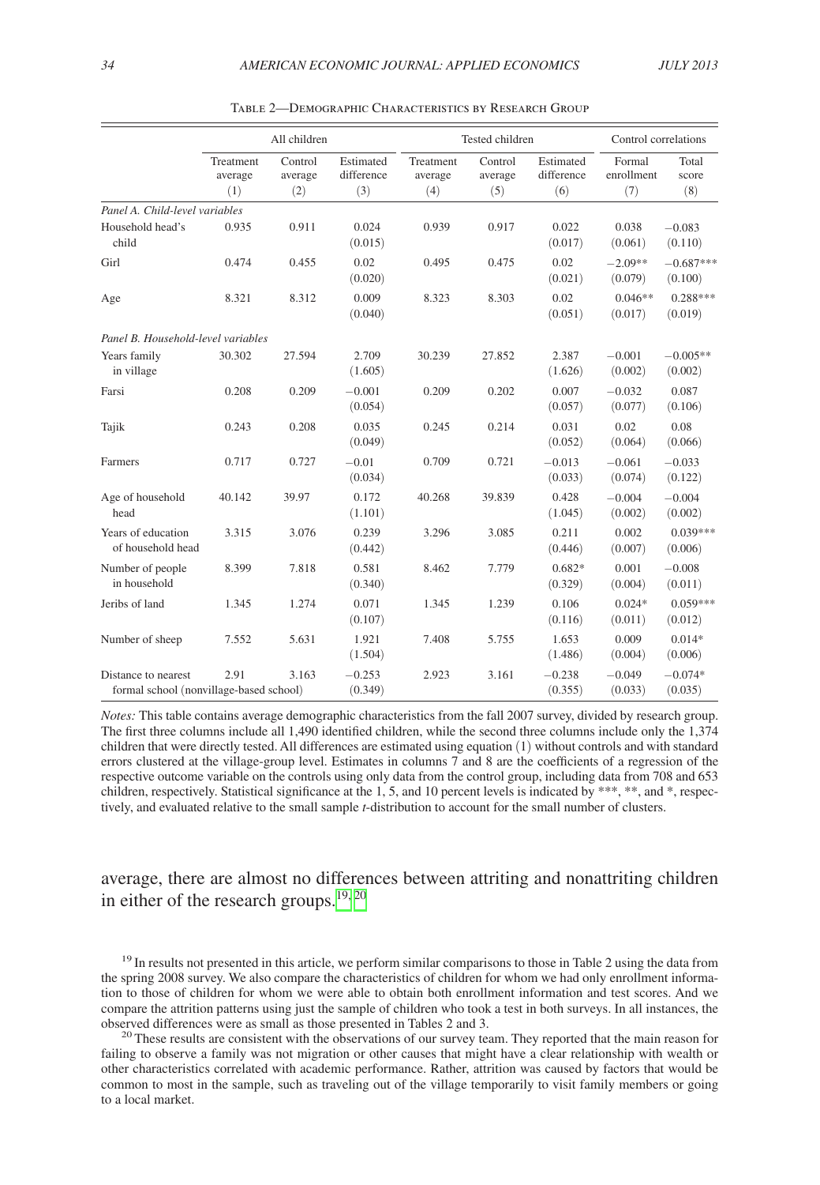Table 2—Demographic Characteristics by Research Group

| | All children | | | Tested children | | | Control correlations | |
|---|---|---|---|---|---|---|---|---|
| | Treatment average (1) | Control average (2) | Estimated difference (3) | Treatment average (4) | Control average (5) | Estimated difference (6) | Formal enrollment (7) | Total score (8) |
| *Panel A. Child-level variables* | | | | | | | | |
| Household head's child | 0.935 | 0.911 | 0.024 (0.015) | 0.939 | 0.917 | 0.022 (0.017) | 0.038 (0.061) | −0.083 (0.110) |
| Girl | 0.474 | 0.455 | 0.02 (0.020) | 0.495 | 0.475 | 0.02 (0.021) | −2.09** (0.079) | −0.687*** (0.100) |
| Age | 8.321 | 8.312 | 0.009 (0.040) | 8.323 | 8.303 | 0.02 (0.051) | 0.046** (0.017) | 0.288*** (0.019) |
| *Panel B. Household-level variables* | | | | | | | | |
| Years family in village | 30.302 | 27.594 | 2.709 (1.605) | 30.239 | 27.852 | 2.387 (1.626) | −0.001 (0.002) | −0.005** (0.002) |
| Farsi | 0.208 | 0.209 | −0.001 (0.054) | 0.209 | 0.202 | 0.007 (0.057) | −0.032 (0.077) | 0.087 (0.106) |
| Tajik | 0.243 | 0.208 | 0.035 (0.049) | 0.245 | 0.214 | 0.031 (0.052) | 0.02 (0.064) | 0.08 (0.066) |
| Farmers | 0.717 | 0.727 | −0.01 (0.034) | 0.709 | 0.721 | −0.013 (0.033) | −0.061 (0.074) | −0.033 (0.122) |
| Age of household head | 40.142 | 39.97 | 0.172 (1.101) | 40.268 | 39.839 | 0.428 (1.045) | −0.004 (0.002) | −0.004 (0.002) |
| Years of education of household head | 3.315 | 3.076 | 0.239 (0.442) | 3.296 | 3.085 | 0.211 (0.446) | 0.002 (0.007) | 0.039*** (0.006) |
| Number of people in household | 8.399 | 7.818 | 0.581 (0.340) | 8.462 | 7.779 | 0.682* (0.329) | 0.001 (0.004) | −0.008 (0.011) |
| Jeribs of land | 1.345 | 1.274 | 0.071 (0.107) | 1.345 | 1.239 | 0.106 (0.116) | 0.024* (0.011) | 0.059*** (0.012) |
| Number of sheep | 7.552 | 5.631 | 1.921 (1.504) | 7.408 | 5.755 | 1.653 (1.486) | 0.009 (0.004) | 0.014* (0.006) |
| Distance to nearest formal school (nonvillage-based school) | 2.91 | 3.163 | −0.253 (0.349) | 2.923 | 3.161 | −0.238 (0.355) | −0.049 (0.033) | −0.074* (0.035) |

*Notes:* This table contains average demographic characteristics from the fall 2007 survey, divided by research group. The first three columns include all 1,490 identified children, while the second three columns include only the 1,374 children that were directly tested. All differences are estimated using equation (1) without controls and with standard errors clustered at the village-group level. Estimates in columns 7 and 8 are the coefficients of a regression of the respective outcome variable on the controls using only data from the control group, including data from 708 and 653 children, respectively. Statistical significance at the 1, 5, and 10 percent levels is indicated by ***, **, and *, respectively, and evaluated relative to the small sample $t$-distribution to account for the small number of clusters.

average, there are almost no differences between attriting and nonattriting children in either of the research groups.[19, 20]

[19] In results not presented in this article, we perform similar comparisons to those in Table 2 using the data from the spring 2008 survey. We also compare the characteristics of children for whom we had only enrollment information to those of children for whom we were able to obtain both enrollment information and test scores. And we compare the attrition patterns using just the sample of children who took a test in both surveys. In all instances, the observed differences were as small as those presented in Tables 2 and 3.

[20] These results are consistent with the observations of our survey team. They reported that the main reason for failing to observe a family was not migration or other causes that might have a clear relationship with wealth or other characteristics correlated with academic performance. Rather, attrition was caused by factors that would be common to most in the sample, such as traveling out of the village temporarily to visit family members or going to a local market.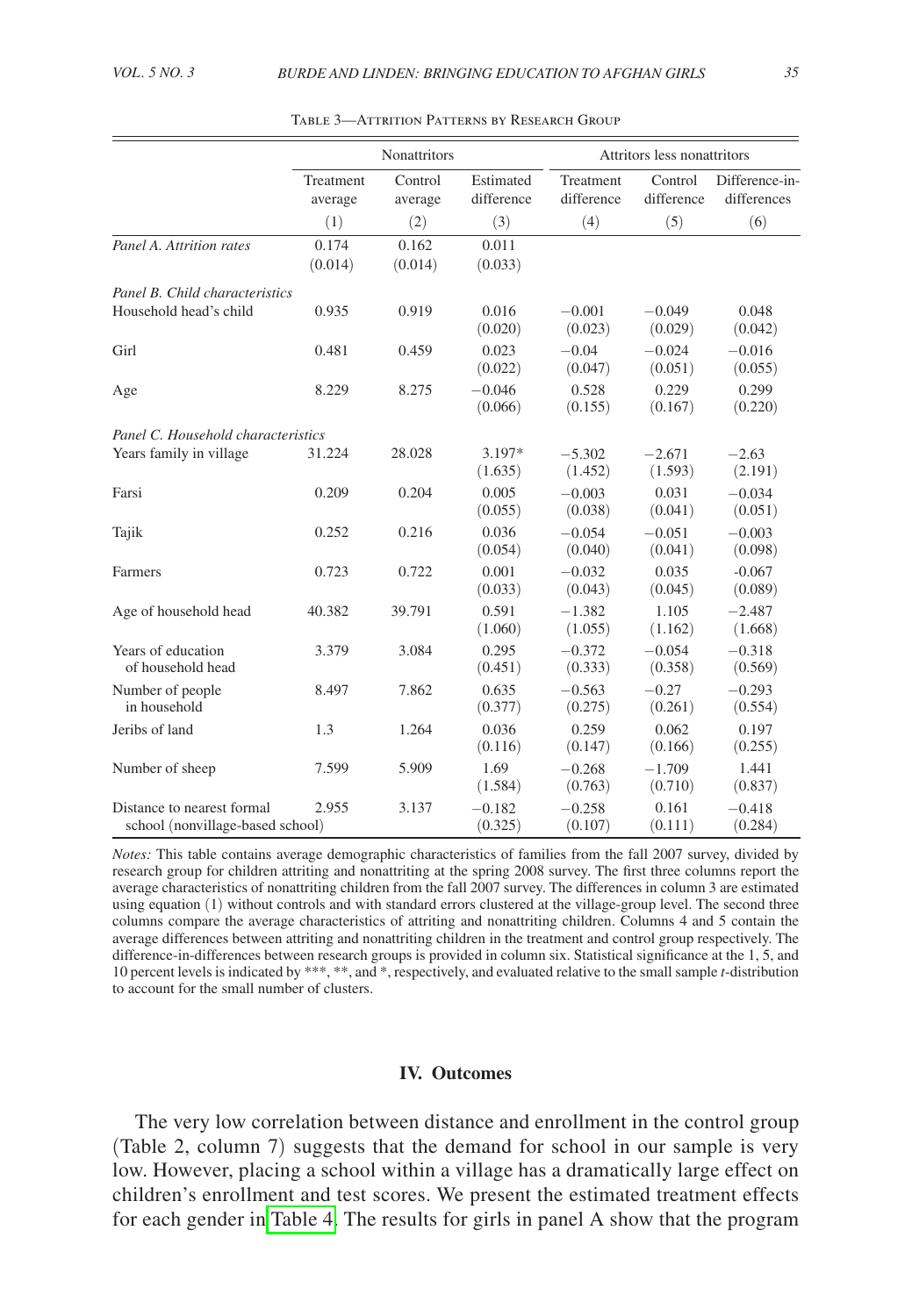Table 3—Attrition Patterns by Research Group

| | Nonattritors | | | Attritors less nonattritors | | |
|---|---|---|---|---|---|---|
| | Treatment average | Control average | Estimated difference | Treatment difference | Control difference | Difference-in-differences |
| | (1) | (2) | (3) | (4) | (5) | (6) |
| *Panel A. Attrition rates* | 0.174 (0.014) | 0.162 (0.014) | 0.011 (0.033) | | | |
| *Panel B. Child characteristics* | | | | | | |
| Household head's child | 0.935 | 0.919 | 0.016 (0.020) | −0.001 (0.023) | −0.049 (0.029) | 0.048 (0.042) |
| Girl | 0.481 | 0.459 | 0.023 (0.022) | −0.04 (0.047) | −0.024 (0.051) | −0.016 (0.055) |
| Age | 8.229 | 8.275 | −0.046 (0.066) | 0.528 (0.155) | 0.229 (0.167) | 0.299 (0.220) |
| *Panel C. Household characteristics* | | | | | | |
| Years family in village | 31.224 | 28.028 | 3.197* (1.635) | −5.302 (1.452) | −2.671 (1.593) | −2.63 (2.191) |
| Farsi | 0.209 | 0.204 | 0.005 (0.055) | −0.003 (0.038) | 0.031 (0.041) | −0.034 (0.051) |
| Tajik | 0.252 | 0.216 | 0.036 (0.054) | −0.054 (0.040) | −0.051 (0.041) | −0.003 (0.098) |
| Farmers | 0.723 | 0.722 | 0.001 (0.033) | −0.032 (0.043) | 0.035 (0.045) | -0.067 (0.089) |
| Age of household head | 40.382 | 39.791 | 0.591 (1.060) | −1.382 (1.055) | 1.105 (1.162) | −2.487 (1.668) |
| Years of education of household head | 3.379 | 3.084 | 0.295 (0.451) | −0.372 (0.333) | −0.054 (0.358) | −0.318 (0.569) |
| Number of people in household | 8.497 | 7.862 | 0.635 (0.377) | −0.563 (0.275) | −0.27 (0.261) | −0.293 (0.554) |
| Jeribs of land | 1.3 | 1.264 | 0.036 (0.116) | 0.259 (0.147) | 0.062 (0.166) | 0.197 (0.255) |
| Number of sheep | 7.599 | 5.909 | 1.69 (1.584) | −0.268 (0.763) | −1.709 (0.710) | 1.441 (0.837) |
| Distance to nearest formal school (nonvillage-based school) | 2.955 | 3.137 | −0.182 (0.325) | −0.258 (0.107) | 0.161 (0.111) | −0.418 (0.284) |

*Notes:* This table contains average demographic characteristics of families from the fall 2007 survey, divided by research group for children attriting and nonattriting at the spring 2008 survey. The first three columns report the average characteristics of nonattriting children from the fall 2007 survey. The differences in column 3 are estimated using equation (1) without controls and with standard errors clustered at the village-group level. The second three columns compare the average characteristics of attriting and nonattriting children. Columns 4 and 5 contain the average differences between attriting and nonattriting children in the treatment and control group respectively. The difference-in-differences between research groups is provided in column six. Statistical significance at the 1, 5, and 10 percent levels is indicated by ***, **, and *, respectively, and evaluated relative to the small sample *t*-distribution to account for the small number of clusters.

## IV. Outcomes

The very low correlation between distance and enrollment in the control group (Table 2, column 7) suggests that the demand for school in our sample is very low. However, placing a school within a village has a dramatically large effect on children's enrollment and test scores. We present the estimated treatment effects for each gender in Table 4. The results for girls in panel A show that the program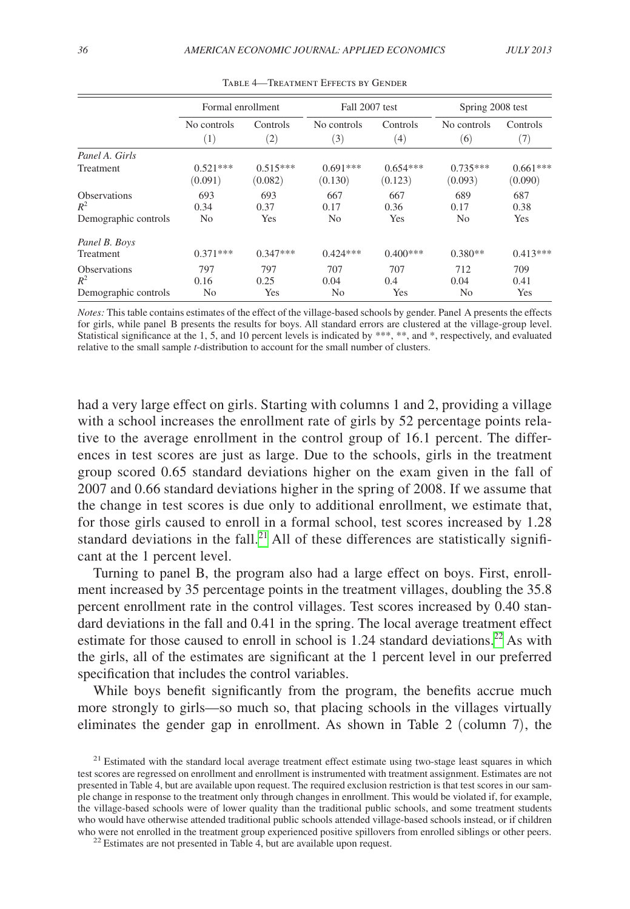Table 4—Treatment Effects by Gender

| | Formal enrollment | | Fall 2007 test | | Spring 2008 test | |
|---|---|---|---|---|---|---|
| | No controls | Controls | No controls | Controls | No controls | Controls |
| | (1) | (2) | (3) | (4) | (6) | (7) |
| *Panel A. Girls* | | | | | | |
| Treatment | 0.521*** | 0.515*** | 0.691*** | 0.654*** | 0.735*** | 0.661*** |
| | (0.091) | (0.082) | (0.130) | (0.123) | (0.093) | (0.090) |
| Observations | 693 | 693 | 667 | 667 | 689 | 687 |
| $R^2$ | 0.34 | 0.37 | 0.17 | 0.36 | 0.17 | 0.38 |
| Demographic controls | No | Yes | No | Yes | No | Yes |
| *Panel B. Boys* | | | | | | |
| Treatment | 0.371*** | 0.347*** | 0.424*** | 0.400*** | 0.380** | 0.413*** |
| Observations | 797 | 797 | 707 | 707 | 712 | 709 |
| $R^2$ | 0.16 | 0.25 | 0.04 | 0.4 | 0.04 | 0.41 |
| Demographic controls | No | Yes | No | Yes | No | Yes |

*Notes:* This table contains estimates of the effect of the village-based schools by gender. Panel A presents the effects for girls, while panel B presents the results for boys. All standard errors are clustered at the village-group level. Statistical significance at the 1, 5, and 10 percent levels is indicated by ***, **, and *, respectively, and evaluated relative to the small sample *t*-distribution to account for the small number of clusters.

had a very large effect on girls. Starting with columns 1 and 2, providing a village with a school increases the enrollment rate of girls by 52 percentage points relative to the average enrollment in the control group of 16.1 percent. The differences in test scores are just as large. Due to the schools, girls in the treatment group scored 0.65 standard deviations higher on the exam given in the fall of 2007 and 0.66 standard deviations higher in the spring of 2008. If we assume that the change in test scores is due only to additional enrollment, we estimate that, for those girls caused to enroll in a formal school, test scores increased by 1.28 standard deviations in the fall.[21] All of these differences are statistically significant at the 1 percent level.

Turning to panel B, the program also had a large effect on boys. First, enrollment increased by 35 percentage points in the treatment villages, doubling the 35.8 percent enrollment rate in the control villages. Test scores increased by 0.40 standard deviations in the fall and 0.41 in the spring. The local average treatment effect estimate for those caused to enroll in school is 1.24 standard deviations.[22] As with the girls, all of the estimates are significant at the 1 percent level in our preferred specification that includes the control variables.

While boys benefit significantly from the program, the benefits accrue much more strongly to girls—so much so, that placing schools in the villages virtually eliminates the gender gap in enrollment. As shown in Table 2 (column 7), the

[21] Estimated with the standard local average treatment effect estimate using two-stage least squares in which test scores are regressed on enrollment and enrollment is instrumented with treatment assignment. Estimates are not presented in Table 4, but are available upon request. The required exclusion restriction is that test scores in our sample change in response to the treatment only through changes in enrollment. This would be violated if, for example, the village-based schools were of lower quality than the traditional public schools, and some treatment students who would have otherwise attended traditional public schools attended village-based schools instead, or if children who were not enrolled in the treatment group experienced positive spillovers from enrolled siblings or other peers.

[22] Estimates are not presented in Table 4, but are available upon request.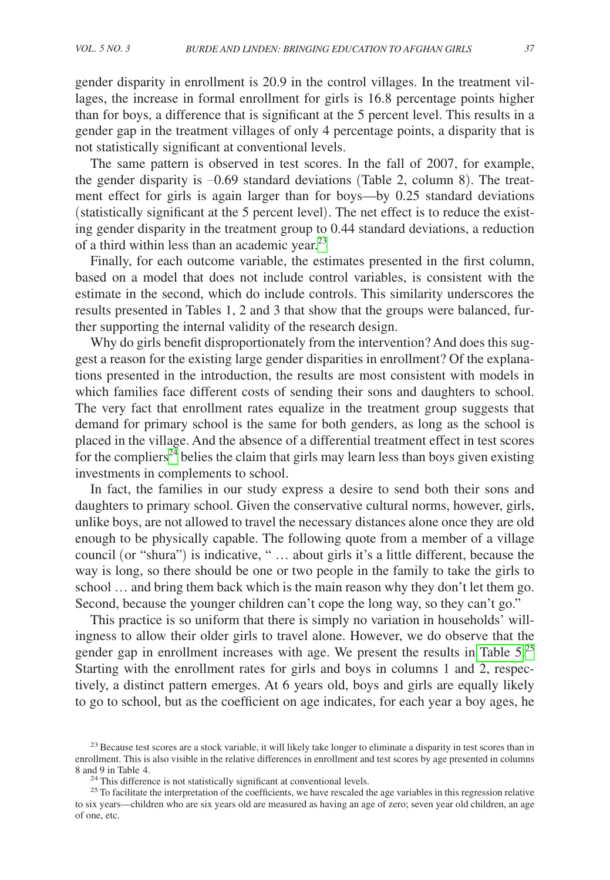gender disparity in enrollment is 20.9 in the control villages. In the treatment villages, the increase in formal enrollment for girls is 16.8 percentage points higher than for boys, a difference that is significant at the 5 percent level. This results in a gender gap in the treatment villages of only 4 percentage points, a disparity that is not statistically significant at conventional levels.

The same pattern is observed in test scores. In the fall of 2007, for example, the gender disparity is –0.69 standard deviations (Table 2, column 8). The treatment effect for girls is again larger than for boys—by 0.25 standard deviations (statistically significant at the 5 percent level). The net effect is to reduce the existing gender disparity in the treatment group to 0.44 standard deviations, a reduction of a third within less than an academic year.[23]

Finally, for each outcome variable, the estimates presented in the first column, based on a model that does not include control variables, is consistent with the estimate in the second, which do include controls. This similarity underscores the results presented in Tables 1, 2 and 3 that show that the groups were balanced, further supporting the internal validity of the research design.

Why do girls benefit disproportionately from the intervention? And does this suggest a reason for the existing large gender disparities in enrollment? Of the explanations presented in the introduction, the results are most consistent with models in which families face different costs of sending their sons and daughters to school. The very fact that enrollment rates equalize in the treatment group suggests that demand for primary school is the same for both genders, as long as the school is placed in the village. And the absence of a differential treatment effect in test scores for the compliers[24] belies the claim that girls may learn less than boys given existing investments in complements to school.

In fact, the families in our study express a desire to send both their sons and daughters to primary school. Given the conservative cultural norms, however, girls, unlike boys, are not allowed to travel the necessary distances alone once they are old enough to be physically capable. The following quote from a member of a village council (or "shura") is indicative, " … about girls it's a little different, because the way is long, so there should be one or two people in the family to take the girls to school … and bring them back which is the main reason why they don't let them go. Second, because the younger children can't cope the long way, so they can't go."

This practice is so uniform that there is simply no variation in households' willingness to allow their older girls to travel alone. However, we do observe that the gender gap in enrollment increases with age. We present the results in Table 5.[25] Starting with the enrollment rates for girls and boys in columns 1 and 2, respectively, a distinct pattern emerges. At 6 years old, boys and girls are equally likely to go to school, but as the coefficient on age indicates, for each year a boy ages, he

[23] Because test scores are a stock variable, it will likely take longer to eliminate a disparity in test scores than in enrollment. This is also visible in the relative differences in enrollment and test scores by age presented in columns 8 and 9 in Table 4.

[24] This difference is not statistically significant at conventional levels.

[25] To facilitate the interpretation of the coefficients, we have rescaled the age variables in this regression relative to six years—children who are six years old are measured as having an age of zero; seven year old children, an age of one, etc.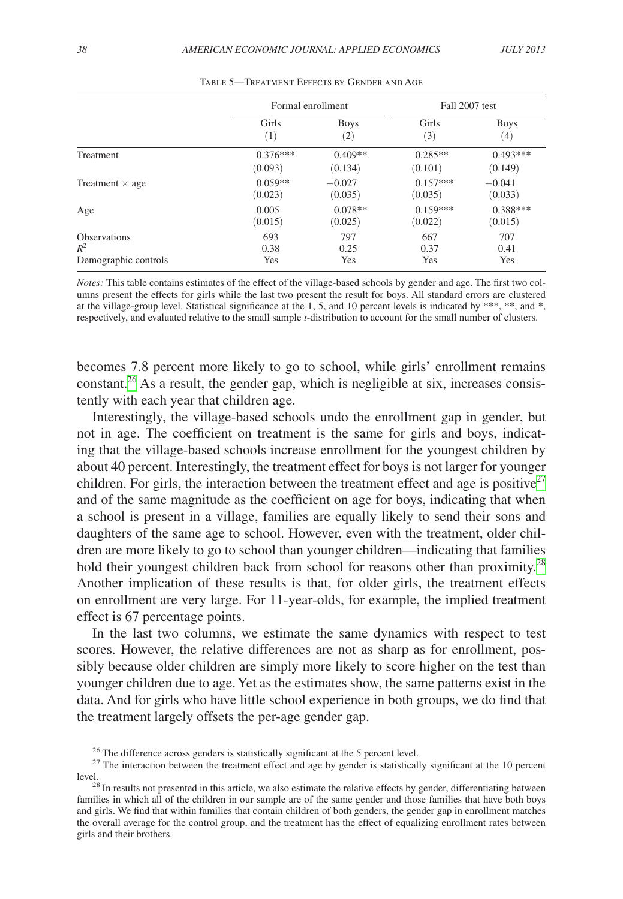Table 5—Treatment Effects by Gender and Age

| | Formal enrollment | | Fall 2007 test | |
|---|---|---|---|---|
| | Girls | Boys | Girls | Boys |
| | (1) | (2) | (3) | (4) |
| Treatment | 0.376*** | 0.409** | 0.285** | 0.493*** |
| | (0.093) | (0.134) | (0.101) | (0.149) |
| Treatment × age | 0.059** | −0.027 | 0.157*** | −0.041 |
| | (0.023) | (0.035) | (0.035) | (0.033) |
| Age | 0.005 | 0.078** | 0.159*** | 0.388*** |
| | (0.015) | (0.025) | (0.022) | (0.015) |
| Observations | 693 | 797 | 667 | 707 |
| $R^2$ | 0.38 | 0.25 | 0.37 | 0.41 |
| Demographic controls | Yes | Yes | Yes | Yes |

*Notes:* This table contains estimates of the effect of the village-based schools by gender and age. The first two columns present the effects for girls while the last two present the result for boys. All standard errors are clustered at the village-group level. Statistical significance at the 1, 5, and 10 percent levels is indicated by ***, **, and *, respectively, and evaluated relative to the small sample *t*-distribution to account for the small number of clusters.

becomes 7.8 percent more likely to go to school, while girls' enrollment remains constant.[26] As a result, the gender gap, which is negligible at six, increases consistently with each year that children age.

Interestingly, the village-based schools undo the enrollment gap in gender, but not in age. The coefficient on treatment is the same for girls and boys, indicating that the village-based schools increase enrollment for the youngest children by about 40 percent. Interestingly, the treatment effect for boys is not larger for younger children. For girls, the interaction between the treatment effect and age is positive[27] and of the same magnitude as the coefficient on age for boys, indicating that when a school is present in a village, families are equally likely to send their sons and daughters of the same age to school. However, even with the treatment, older children are more likely to go to school than younger children—indicating that families hold their youngest children back from school for reasons other than proximity.[28] Another implication of these results is that, for older girls, the treatment effects on enrollment are very large. For 11-year-olds, for example, the implied treatment effect is 67 percentage points.

In the last two columns, we estimate the same dynamics with respect to test scores. However, the relative differences are not as sharp as for enrollment, possibly because older children are simply more likely to score higher on the test than younger children due to age. Yet as the estimates show, the same patterns exist in the data. And for girls who have little school experience in both groups, we do find that the treatment largely offsets the per-age gender gap.

[26] The difference across genders is statistically significant at the 5 percent level.

[27] The interaction between the treatment effect and age by gender is statistically significant at the 10 percent level.

[28] In results not presented in this article, we also estimate the relative effects by gender, differentiating between families in which all of the children in our sample are of the same gender and those families that have both boys and girls. We find that within families that contain children of both genders, the gender gap in enrollment matches the overall average for the control group, and the treatment has the effect of equalizing enrollment rates between girls and their brothers.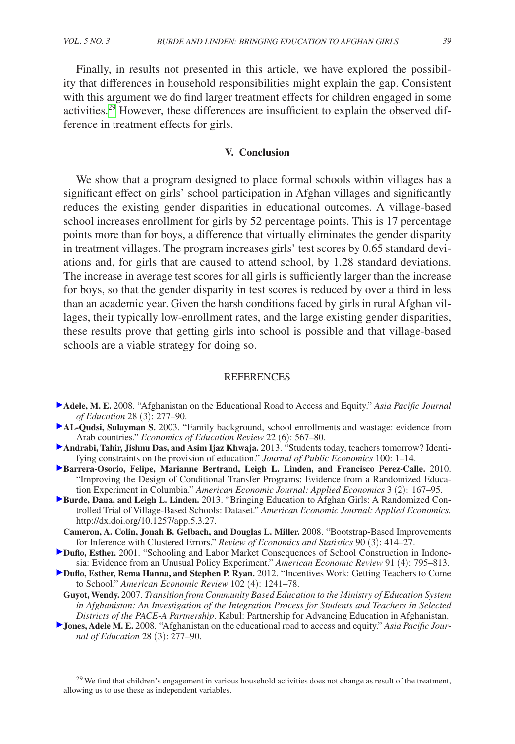Finally, in results not presented in this article, we have explored the possibility that differences in household responsibilities might explain the gap. Consistent with this argument we do find larger treatment effects for children engaged in some activities.[29] However, these differences are insufficient to explain the observed difference in treatment effects for girls.

## V. Conclusion

We show that a program designed to place formal schools within villages has a significant effect on girls' school participation in Afghan villages and significantly reduces the existing gender disparities in educational outcomes. A village-based school increases enrollment for girls by 52 percentage points. This is 17 percentage points more than for boys, a difference that virtually eliminates the gender disparity in treatment villages. The program increases girls' test scores by 0.65 standard deviations and, for girls that are caused to attend school, by 1.28 standard deviations. The increase in average test scores for all girls is sufficiently larger than the increase for boys, so that the gender disparity in test scores is reduced by over a third in less than an academic year. Given the harsh conditions faced by girls in rural Afghan villages, their typically low-enrollment rates, and the large existing gender disparities, these results prove that getting girls into school is possible and that village-based schools are a viable strategy for doing so.

## REFERENCES

**Adele, M. E.** 2008. "Afghanistan on the Educational Road to Access and Equity." *Asia Pacific Journal of Education* 28 (3): 277–90.

**AL-Qudsi, Sulayman S.** 2003. "Family background, school enrollments and wastage: evidence from Arab countries." *Economics of Education Review* 22 (6): 567–80.

**Andrabi, Tahir, Jishnu Das, and Asim Ijaz Khwaja.** 2013. "Students today, teachers tomorrow? Identifying constraints on the provision of education." *Journal of Public Economics* 100: 1–14.

**Barrera-Osorio, Felipe, Marianne Bertrand, Leigh L. Linden, and Francisco Perez-Calle.** 2010. "Improving the Design of Conditional Transfer Programs: Evidence from a Randomized Education Experiment in Columbia." *American Economic Journal: Applied Economics* 3 (2): 167–95.

**Burde, Dana, and Leigh L. Linden.** 2013. "Bringing Education to Afghan Girls: A Randomized Controlled Trial of Village-Based Schools: Dataset." *American Economic Journal: Applied Economics.* http://dx.doi.org/10.1257/app.5.3.27.

**Cameron, A. Colin, Jonah B. Gelbach, and Douglas L. Miller.** 2008. "Bootstrap-Based Improvements for Inference with Clustered Errors." *Review of Economics and Statistics* 90 (3): 414–27.

**Duflo, Esther.** 2001. "Schooling and Labor Market Consequences of School Construction in Indonesia: Evidence from an Unusual Policy Experiment." *American Economic Review* 91 (4): 795–813.

**Duflo, Esther, Rema Hanna, and Stephen P. Ryan.** 2012. "Incentives Work: Getting Teachers to Come to School." *American Economic Review* 102 (4): 1241–78.

**Guyot, Wendy.** 2007. *Transition from Community Based Education to the Ministry of Education System in Afghanistan: An Investigation of the Integration Process for Students and Teachers in Selected Districts of the PACE-A Partnership*. Kabul: Partnership for Advancing Education in Afghanistan.

**Jones, Adele M. E.** 2008. "Afghanistan on the educational road to access and equity." *Asia Pacific Journal of Education* 28 (3): 277–90.

[29] We find that children's engagement in various household activities does not change as result of the treatment, allowing us to use these as independent variables.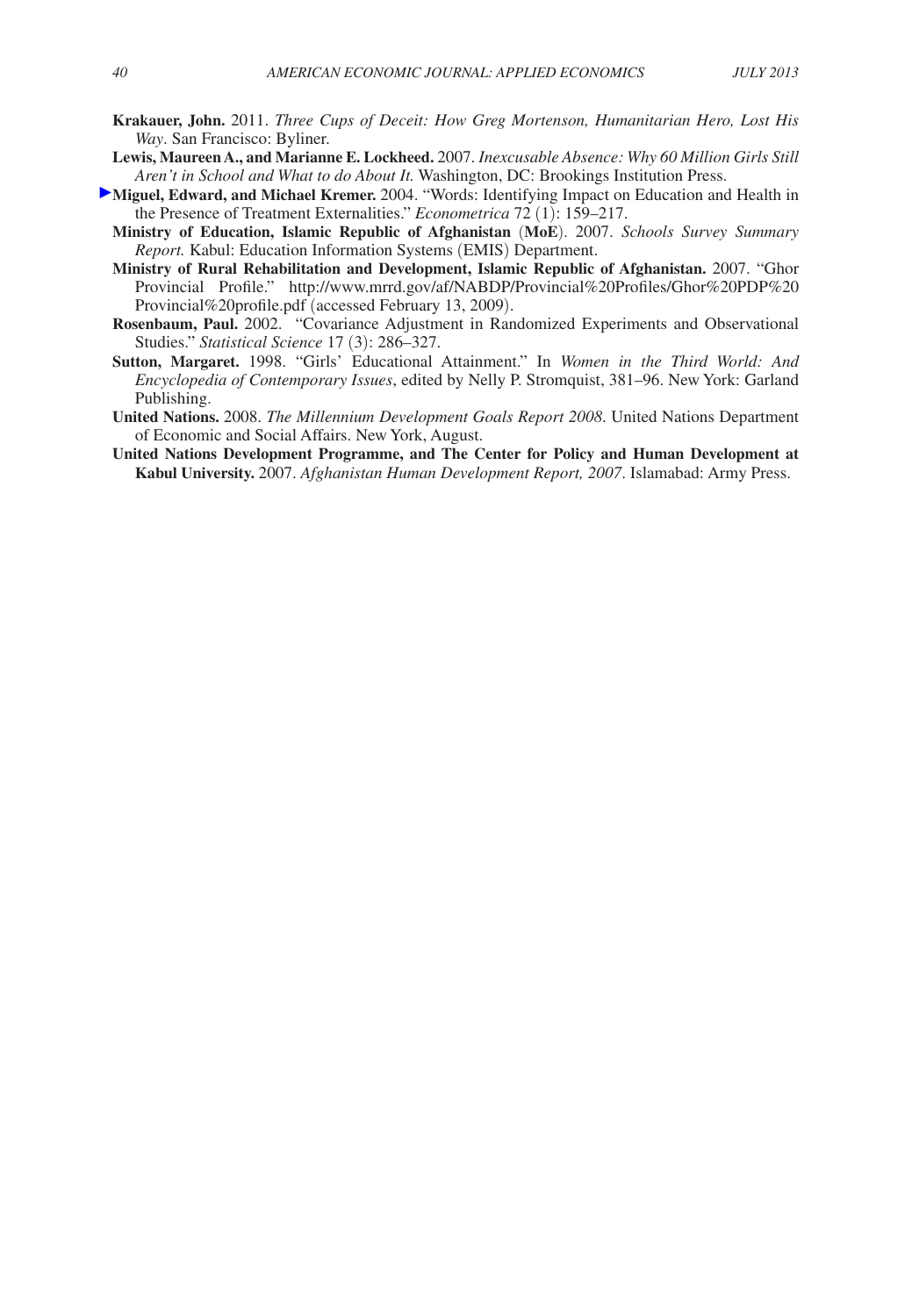**Krakauer, John.** 2011. *Three Cups of Deceit: How Greg Mortenson, Humanitarian Hero, Lost His Way*. San Francisco: Byliner.

**Lewis, Maureen A., and Marianne E. Lockheed.** 2007. *Inexcusable Absence: Why 60 Million Girls Still Aren't in School and What to do About It.* Washington, DC: Brookings Institution Press.

**Miguel, Edward, and Michael Kremer.** 2004. "Words: Identifying Impact on Education and Health in the Presence of Treatment Externalities." *Econometrica* 72 (1): 159–217.

**Ministry of Education, Islamic Republic of Afghanistan** (**MoE**). 2007. *Schools Survey Summary Report.* Kabul: Education Information Systems (EMIS) Department.

**Ministry of Rural Rehabilitation and Development, Islamic Republic of Afghanistan.** 2007. "Ghor Provincial Profile." http://www.mrrd.gov/af/NABDP/Provincial%20Profiles/Ghor%20PDP%20 Provincial%20profile.pdf (accessed February 13, 2009).

**Rosenbaum, Paul.** 2002. "Covariance Adjustment in Randomized Experiments and Observational Studies." *Statistical Science* 17 (3): 286–327.

**Sutton, Margaret.** 1998. "Girls' Educational Attainment." In *Women in the Third World: And Encyclopedia of Contemporary Issues*, edited by Nelly P. Stromquist, 381–96. New York: Garland Publishing.

**United Nations.** 2008. *The Millennium Development Goals Report 2008*. United Nations Department of Economic and Social Affairs. New York, August.

**United Nations Development Programme, and The Center for Policy and Human Development at Kabul University.** 2007. *Afghanistan Human Development Report, 2007*. Islamabad: Army Press.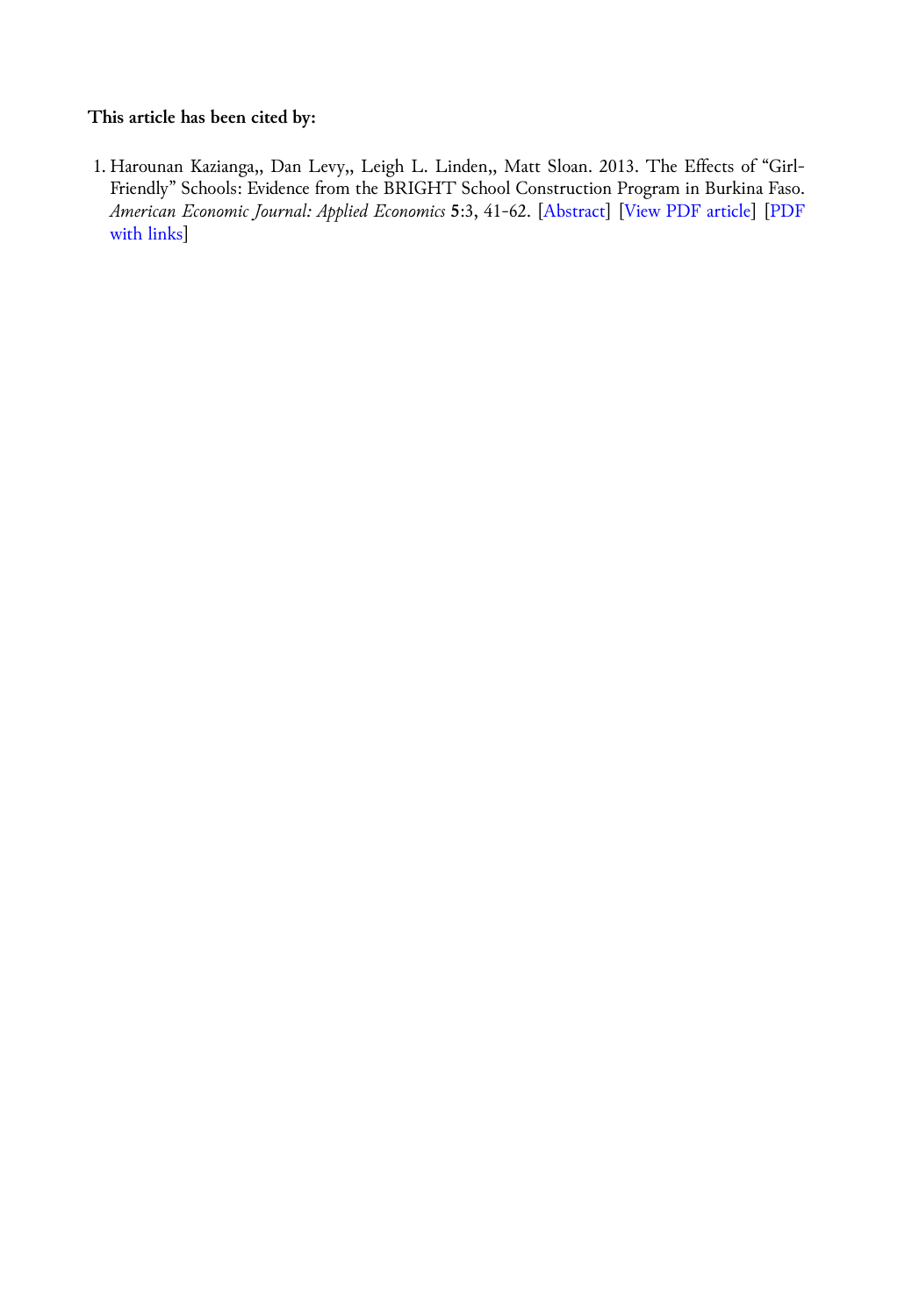**This article has been cited by:**

1. Harounan Kazianga,, Dan Levy,, Leigh L. Linden,, Matt Sloan. 2013. The Effects of "Girl-Friendly" Schools: Evidence from the BRIGHT School Construction Program in Burkina Faso. *American Economic Journal: Applied Economics* **5**:3, 41-62. [Abstract] [View PDF article] [PDF with links]